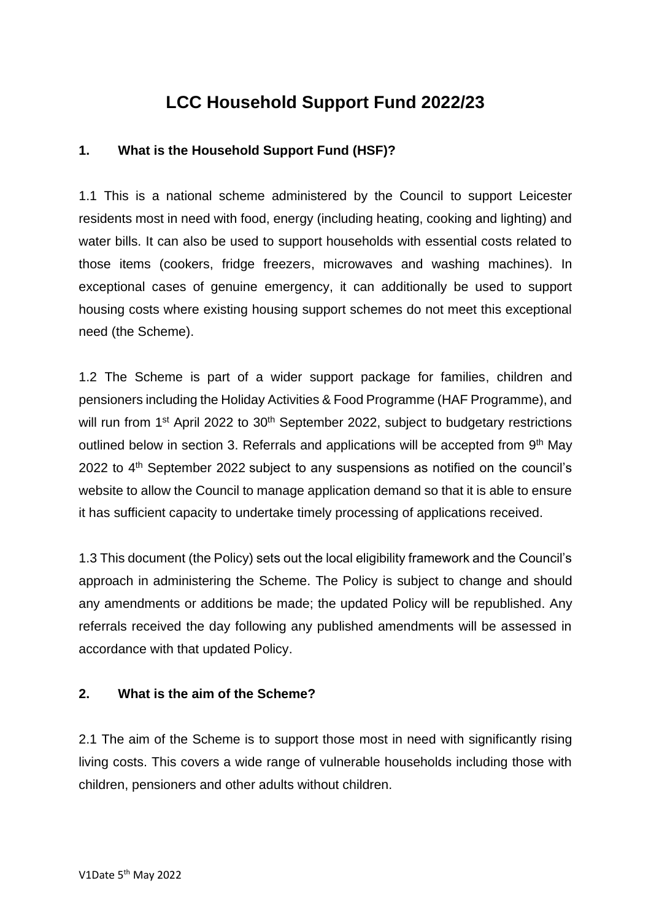# LCC Household Support Fund 2022/23

## 1. What is the Household Support Fund (HSF)?

1.1 This is a national scheme administered by the Council to support Leicester residents most in need with food, energy (including heating, cooking and lighting) and water bills. It can also be used to support households with essential costs related to those items (cookers, fridge freezers, microwaves and washing machines). In exceptional cases of genuine emergency, it can additionally be used to support housing costs where existing housing support schemes do not meet this exceptional need (the Scheme).

1.2 The Scheme is part of a wider support package for families, children and pensioners including the Holiday Activities & Food Programme (HAF Programme), and will run from 1st April 2022 to 30th September 2022, subject to budgetary restrictions outlined below in section 3. Referrals and applications will be accepted from 9th May 2022 to 4th September 2022 subject to any suspensions as notified on the council's website to allow the Council to manage application demand so that it is able to ensure it has sufficient capacity to undertake timely processing of applications received.

1.3 This document (the Policy) sets out the local eligibility framework and the Council's approach in administering the Scheme. The Policy is subject to change and should any amendments or additions be made; the updated Policy will be republished. Any referrals received the day following any published amendments will be assessed in accordance with that updated Policy.

## 2. What is the aim of the Scheme?

2.1 The aim of the Scheme is to support those most in need with significantly rising living costs. This covers a wide range of vulnerable households including those with children, pensioners and other adults without children.

V1Date 5th May 2022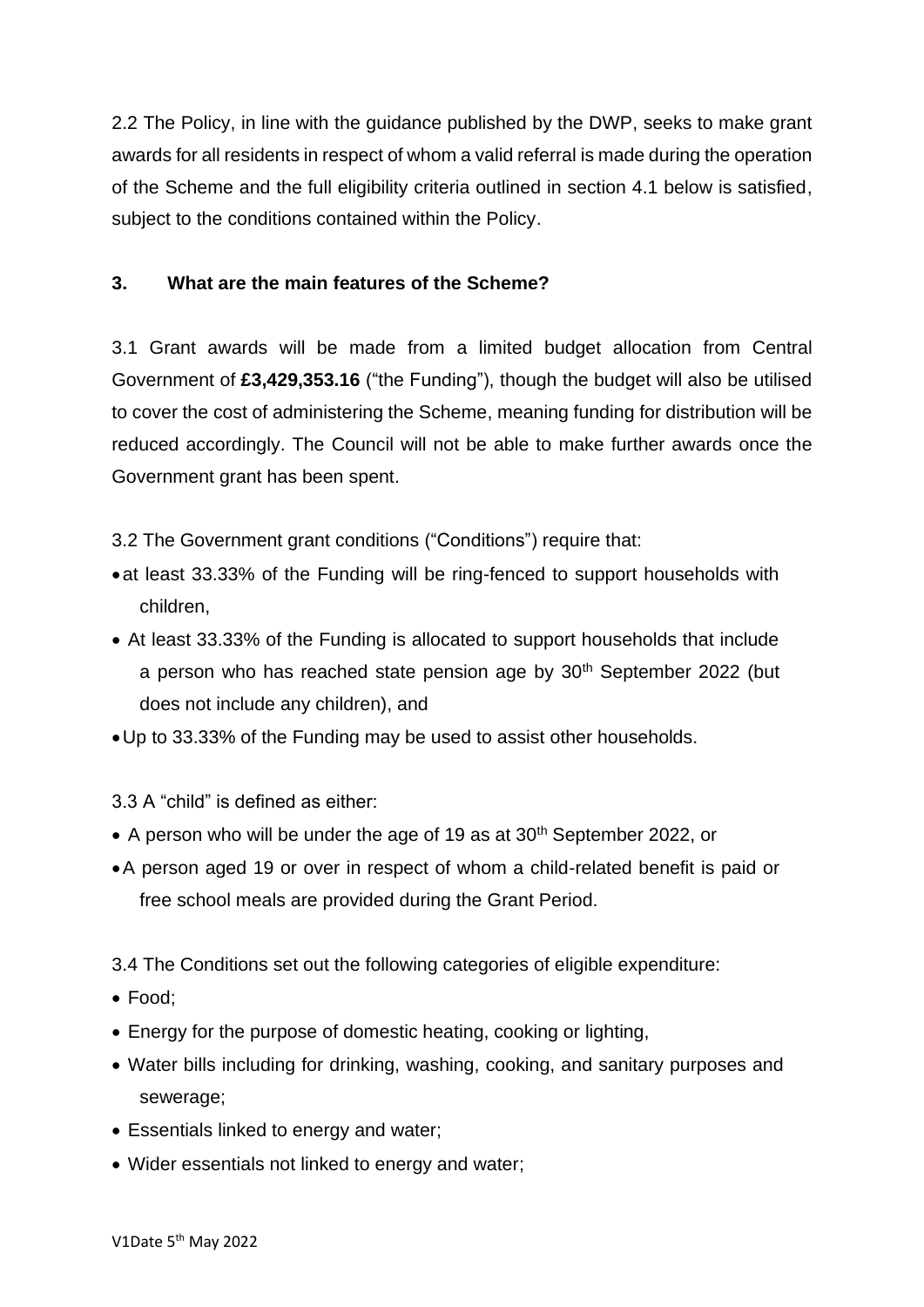2.2 The Policy, in line with the guidance published by the DWP, seeks to make grant awards for all residents in respect of whom a valid referral is made during the operation of the Scheme and the full eligibility criteria outlined in section 4.1 below is satisfied, subject to the conditions contained within the Policy.

## 3. What are the main features of the Scheme?

3.1 Grant awards will be made from a limited budget allocation from Central Government of **£3,429,353.16** ("the Funding"), though the budget will also be utilised to cover the cost of administering the Scheme, meaning funding for distribution will be reduced accordingly. The Council will not be able to make further awards once the Government grant has been spent.

3.2 The Government grant conditions ("Conditions") require that:

- at least 33.33% of the Funding will be ring-fenced to support households with children,
- At least 33.33% of the Funding is allocated to support households that include a person who has reached state pension age by 30th September 2022 (but does not include any children), and
- Up to 33.33% of the Funding may be used to assist other households.

3.3 A "child" is defined as either:

- A person who will be under the age of 19 as at 30th September 2022, or
- A person aged 19 or over in respect of whom a child-related benefit is paid or free school meals are provided during the Grant Period.

3.4 The Conditions set out the following categories of eligible expenditure:

- Food;
- Energy for the purpose of domestic heating, cooking or lighting,
- Water bills including for drinking, washing, cooking, and sanitary purposes and sewerage;
- Essentials linked to energy and water;
- Wider essentials not linked to energy and water;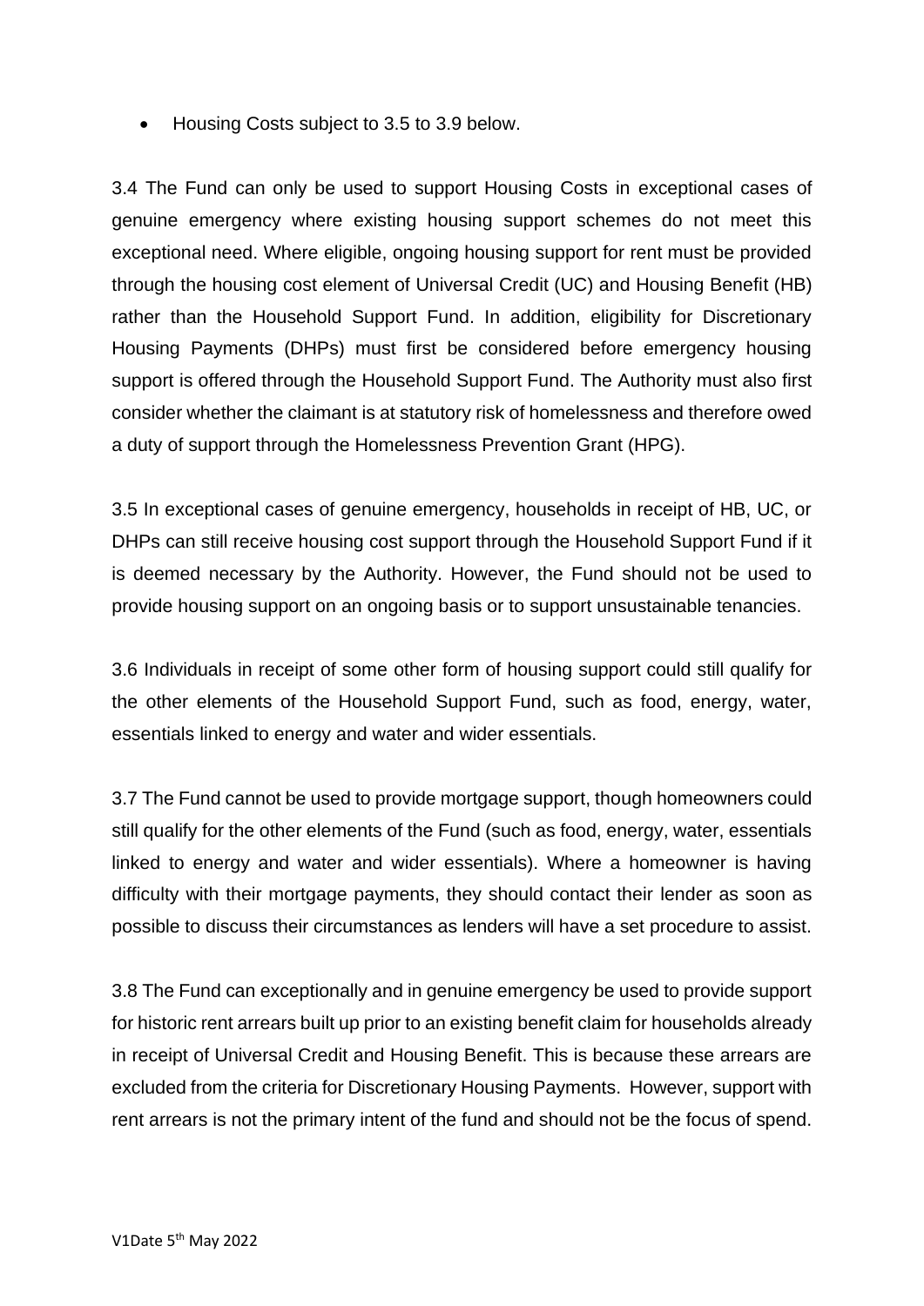- Housing Costs subject to 3.5 to 3.9 below.

3.4 The Fund can only be used to support Housing Costs in exceptional cases of genuine emergency where existing housing support schemes do not meet this exceptional need. Where eligible, ongoing housing support for rent must be provided through the housing cost element of Universal Credit (UC) and Housing Benefit (HB) rather than the Household Support Fund. In addition, eligibility for Discretionary Housing Payments (DHPs) must first be considered before emergency housing support is offered through the Household Support Fund. The Authority must also first consider whether the claimant is at statutory risk of homelessness and therefore owed a duty of support through the Homelessness Prevention Grant (HPG).

3.5 In exceptional cases of genuine emergency, households in receipt of HB, UC, or DHPs can still receive housing cost support through the Household Support Fund if it is deemed necessary by the Authority. However, the Fund should not be used to provide housing support on an ongoing basis or to support unsustainable tenancies.

3.6 Individuals in receipt of some other form of housing support could still qualify for the other elements of the Household Support Fund, such as food, energy, water, essentials linked to energy and water and wider essentials.

3.7 The Fund cannot be used to provide mortgage support, though homeowners could still qualify for the other elements of the Fund (such as food, energy, water, essentials linked to energy and water and wider essentials). Where a homeowner is having difficulty with their mortgage payments, they should contact their lender as soon as possible to discuss their circumstances as lenders will have a set procedure to assist.

3.8 The Fund can exceptionally and in genuine emergency be used to provide support for historic rent arrears built up prior to an existing benefit claim for households already in receipt of Universal Credit and Housing Benefit. This is because these arrears are excluded from the criteria for Discretionary Housing Payments. However, support with rent arrears is not the primary intent of the fund and should not be the focus of spend.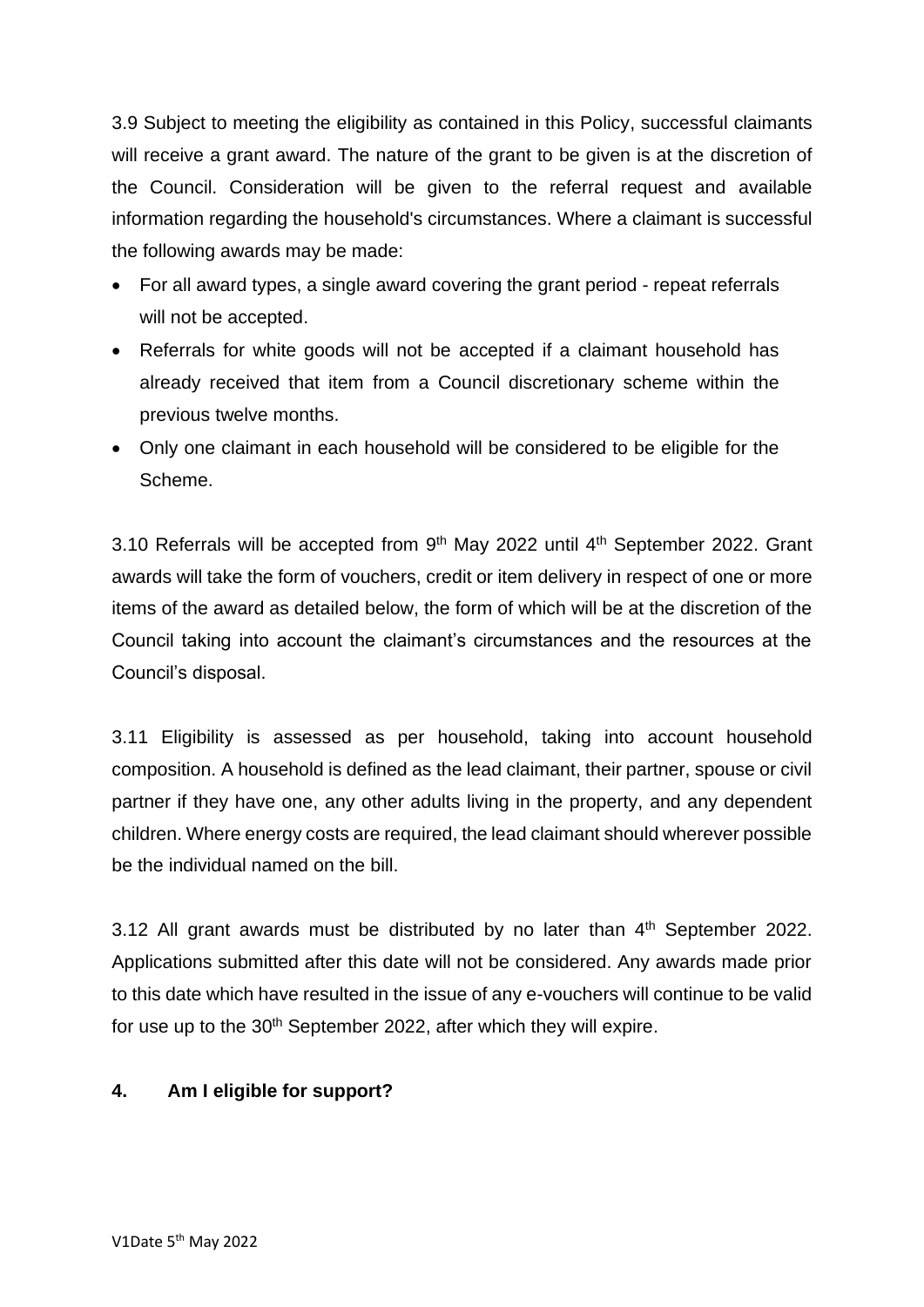3.9 Subject to meeting the eligibility as contained in this Policy, successful claimants will receive a grant award. The nature of the grant to be given is at the discretion of the Council. Consideration will be given to the referral request and available information regarding the household's circumstances. Where a claimant is successful the following awards may be made:

- For all award types, a single award covering the grant period - repeat referrals will not be accepted.
- Referrals for white goods will not be accepted if a claimant household has already received that item from a Council discretionary scheme within the previous twelve months.
- Only one claimant in each household will be considered to be eligible for the Scheme.

3.10 Referrals will be accepted from 9th May 2022 until 4th September 2022. Grant awards will take the form of vouchers, credit or item delivery in respect of one or more items of the award as detailed below, the form of which will be at the discretion of the Council taking into account the claimant's circumstances and the resources at the Council's disposal.

3.11 Eligibility is assessed as per household, taking into account household composition. A household is defined as the lead claimant, their partner, spouse or civil partner if they have one, any other adults living in the property, and any dependent children. Where energy costs are required, the lead claimant should wherever possible be the individual named on the bill.

3.12 All grant awards must be distributed by no later than 4th September 2022. Applications submitted after this date will not be considered. Any awards made prior to this date which have resulted in the issue of any e-vouchers will continue to be valid for use up to the 30th September 2022, after which they will expire.

## 4. Am I eligible for support?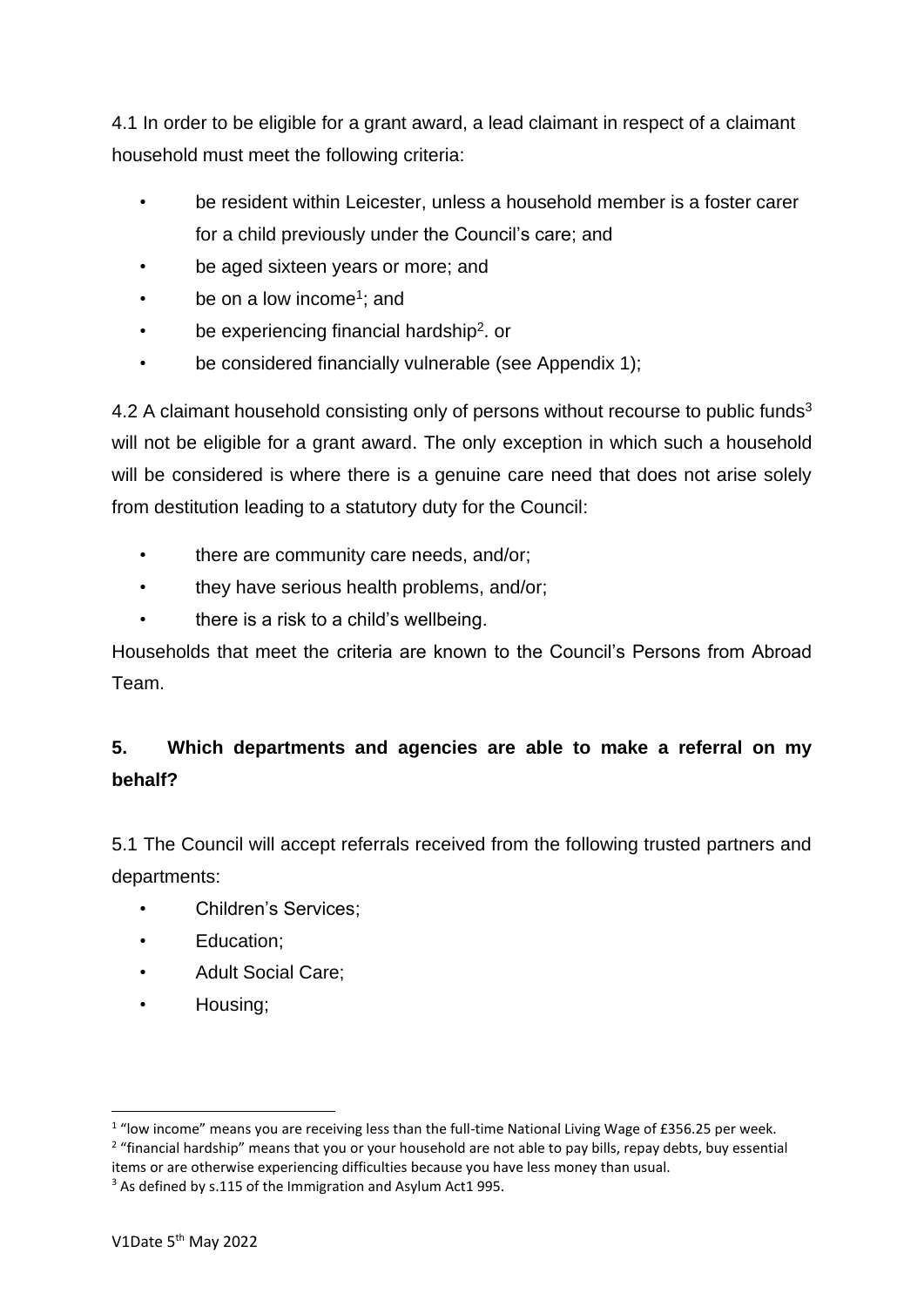4.1 In order to be eligible for a grant award, a lead claimant in respect of a claimant household must meet the following criteria:

- be resident within Leicester, unless a household member is a foster carer for a child previously under the Council's care; and
- be aged sixteen years or more; and
- be on a low income[1]; and
- be experiencing financial hardship[2]. or
- be considered financially vulnerable (see Appendix 1);

4.2 A claimant household consisting only of persons without recourse to public funds[3] will not be eligible for a grant award. The only exception in which such a household will be considered is where there is a genuine care need that does not arise solely from destitution leading to a statutory duty for the Council:

- there are community care needs, and/or;
- they have serious health problems, and/or;
- there is a risk to a child's wellbeing.

Households that meet the criteria are known to the Council's Persons from Abroad Team.

## 5. Which departments and agencies are able to make a referral on my behalf?

5.1 The Council will accept referrals received from the following trusted partners and departments:

- Children's Services;
- Education;
- Adult Social Care;
- Housing;

[1] "low income" means you are receiving less than the full-time National Living Wage of £356.25 per week.

[2] "financial hardship" means that you or your household are not able to pay bills, repay debts, buy essential items or are otherwise experiencing difficulties because you have less money than usual.

[3] As defined by s.115 of the Immigration and Asylum Act1 995.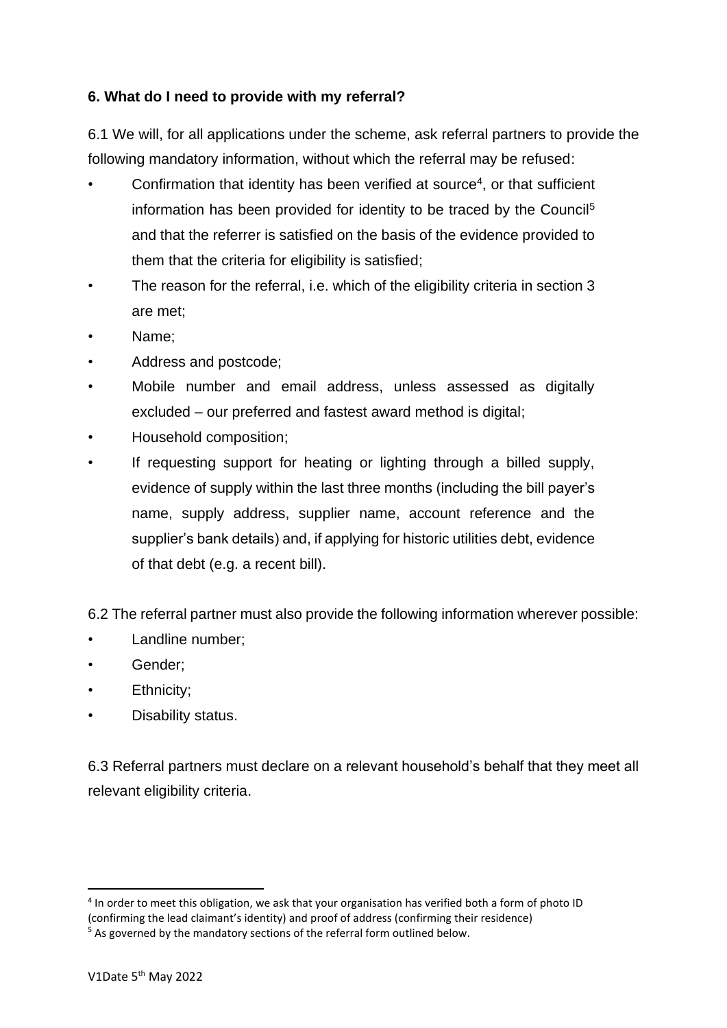### 6. What do I need to provide with my referral?

6.1 We will, for all applications under the scheme, ask referral partners to provide the following mandatory information, without which the referral may be refused:

- Confirmation that identity has been verified at source[4], or that sufficient information has been provided for identity to be traced by the Council[5] and that the referrer is satisfied on the basis of the evidence provided to them that the criteria for eligibility is satisfied;
- The reason for the referral, i.e. which of the eligibility criteria in section 3 are met;
- Name;
- Address and postcode;
- Mobile number and email address, unless assessed as digitally excluded – our preferred and fastest award method is digital;
- Household composition;
- If requesting support for heating or lighting through a billed supply, evidence of supply within the last three months (including the bill payer's name, supply address, supplier name, account reference and the supplier's bank details) and, if applying for historic utilities debt, evidence of that debt (e.g. a recent bill).

6.2 The referral partner must also provide the following information wherever possible:

- Landline number;
- Gender;
- Ethnicity;
- Disability status.

6.3 Referral partners must declare on a relevant household's behalf that they meet all relevant eligibility criteria.

---

[4] In order to meet this obligation, we ask that your organisation has verified both a form of photo ID (confirming the lead claimant's identity) and proof of address (confirming their residence)

[5] As governed by the mandatory sections of the referral form outlined below.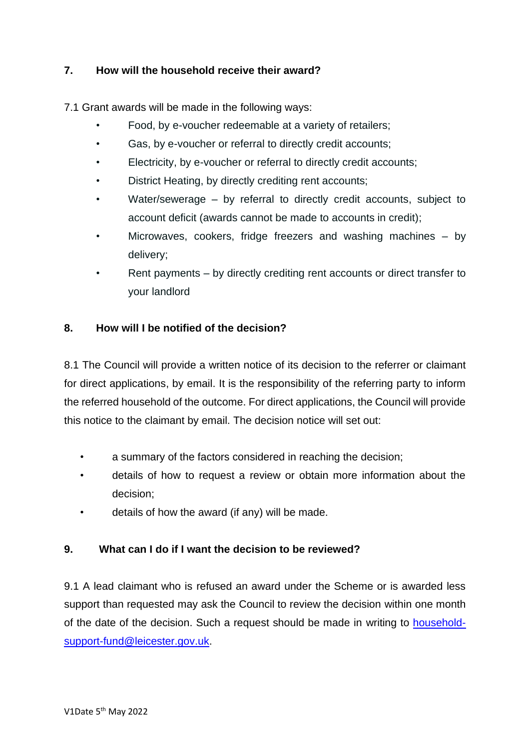## 7. How will the household receive their award?

7.1 Grant awards will be made in the following ways:

- Food, by e-voucher redeemable at a variety of retailers;
- Gas, by e-voucher or referral to directly credit accounts;
- Electricity, by e-voucher or referral to directly credit accounts;
- District Heating, by directly crediting rent accounts;
- Water/sewerage – by referral to directly credit accounts, subject to account deficit (awards cannot be made to accounts in credit);
- Microwaves, cookers, fridge freezers and washing machines – by delivery;
- Rent payments – by directly crediting rent accounts or direct transfer to your landlord

## 8. How will I be notified of the decision?

8.1 The Council will provide a written notice of its decision to the referrer or claimant for direct applications, by email. It is the responsibility of the referring party to inform the referred household of the outcome. For direct applications, the Council will provide this notice to the claimant by email. The decision notice will set out:

- a summary of the factors considered in reaching the decision;
- details of how to request a review or obtain more information about the decision;
- details of how the award (if any) will be made.

## 9. What can I do if I want the decision to be reviewed?

9.1 A lead claimant who is refused an award under the Scheme or is awarded less support than requested may ask the Council to review the decision within one month of the date of the decision. Such a request should be made in writing to household-support-fund@leicester.gov.uk.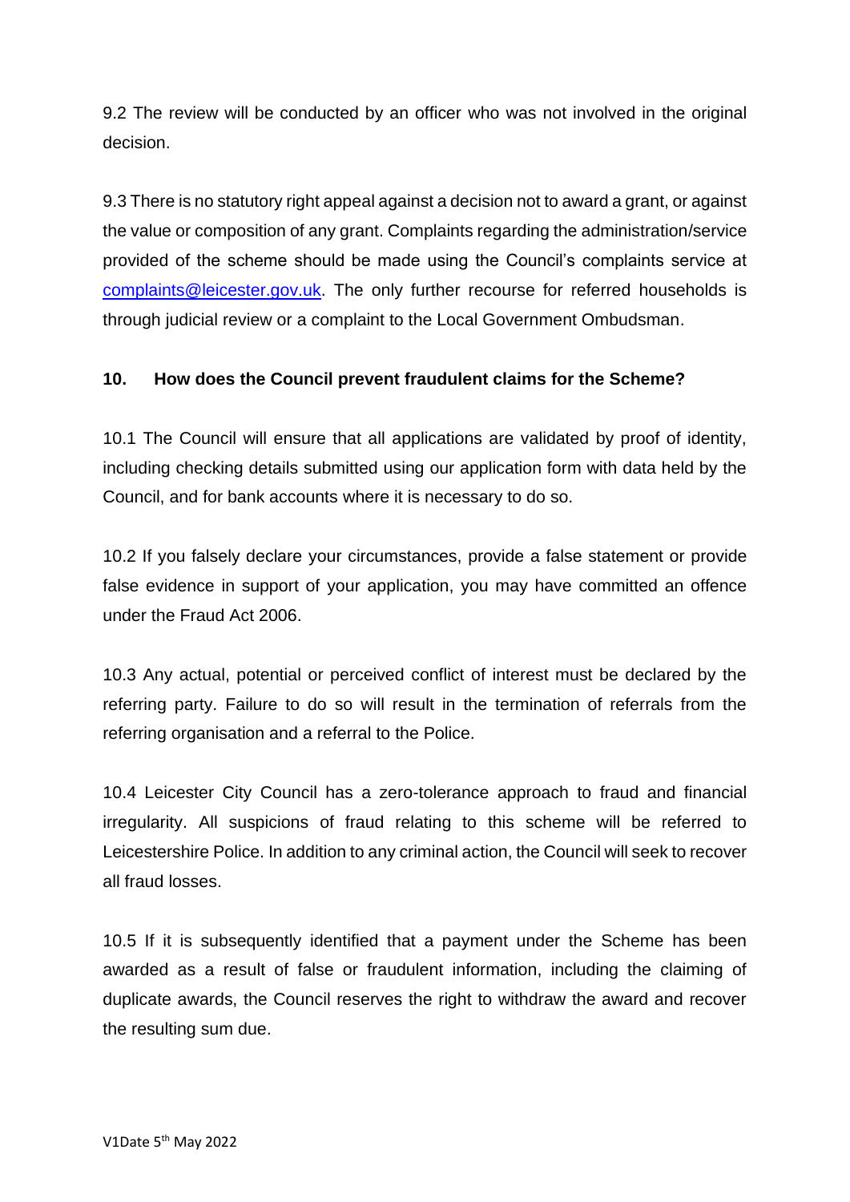9.2 The review will be conducted by an officer who was not involved in the original decision.

9.3 There is no statutory right appeal against a decision not to award a grant, or against the value or composition of any grant. Complaints regarding the administration/service provided of the scheme should be made using the Council's complaints service at [complaints@leicester.gov.uk](mailto:complaints@leicester.gov.uk). The only further recourse for referred households is through judicial review or a complaint to the Local Government Ombudsman.

## 10. How does the Council prevent fraudulent claims for the Scheme?

10.1 The Council will ensure that all applications are validated by proof of identity, including checking details submitted using our application form with data held by the Council, and for bank accounts where it is necessary to do so.

10.2 If you falsely declare your circumstances, provide a false statement or provide false evidence in support of your application, you may have committed an offence under the Fraud Act 2006.

10.3 Any actual, potential or perceived conflict of interest must be declared by the referring party. Failure to do so will result in the termination of referrals from the referring organisation and a referral to the Police.

10.4 Leicester City Council has a zero-tolerance approach to fraud and financial irregularity. All suspicions of fraud relating to this scheme will be referred to Leicestershire Police. In addition to any criminal action, the Council will seek to recover all fraud losses.

10.5 If it is subsequently identified that a payment under the Scheme has been awarded as a result of false or fraudulent information, including the claiming of duplicate awards, the Council reserves the right to withdraw the award and recover the resulting sum due.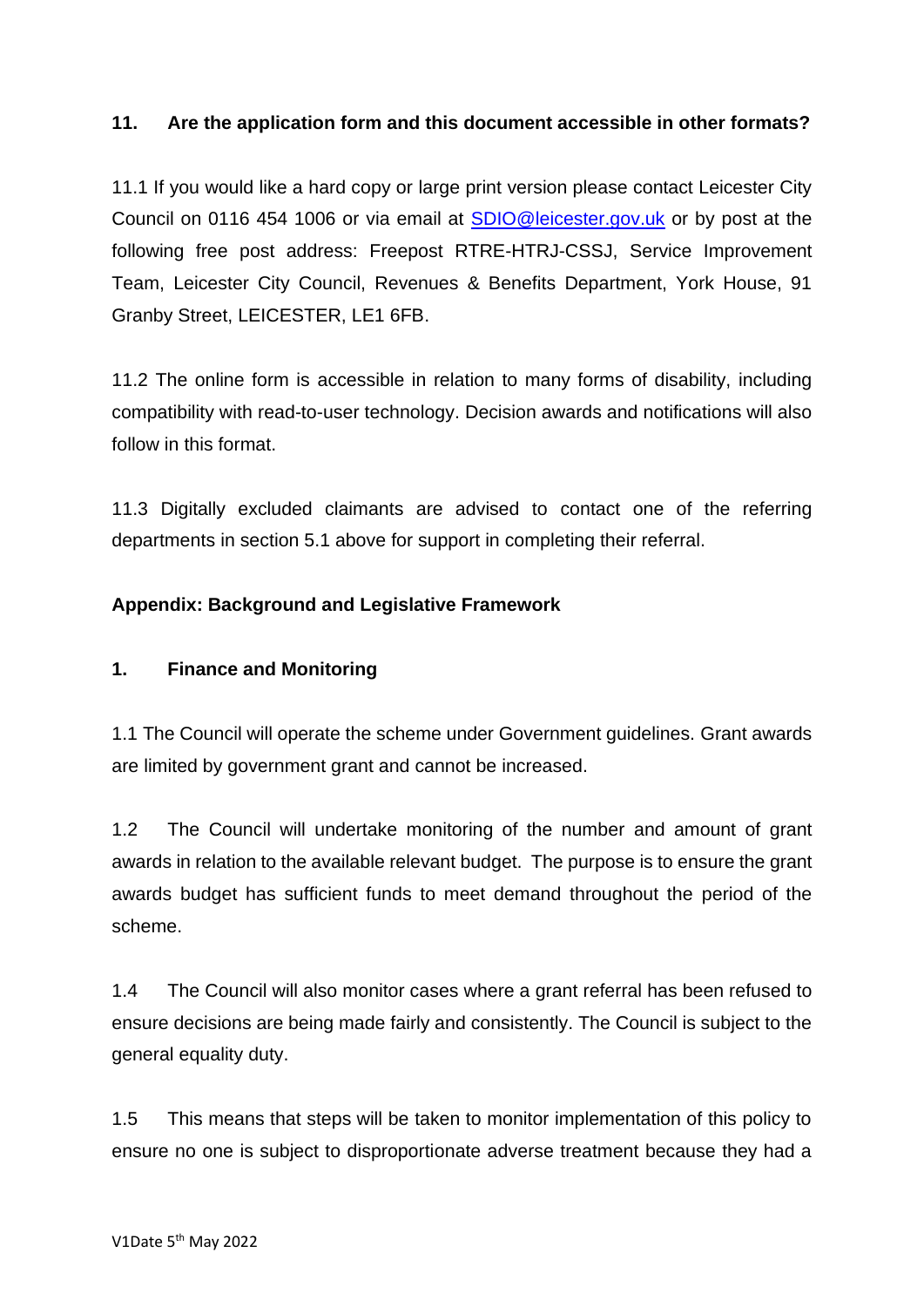## 11. Are the application form and this document accessible in other formats?

11.1 If you would like a hard copy or large print version please contact Leicester City Council on 0116 454 1006 or via email at SDIO@leicester.gov.uk or by post at the following free post address: Freepost RTRE-HTRJ-CSSJ, Service Improvement Team, Leicester City Council, Revenues & Benefits Department, York House, 91 Granby Street, LEICESTER, LE1 6FB.

11.2 The online form is accessible in relation to many forms of disability, including compatibility with read-to-user technology. Decision awards and notifications will also follow in this format.

11.3 Digitally excluded claimants are advised to contact one of the referring departments in section 5.1 above for support in completing their referral.

## Appendix: Background and Legislative Framework

### 1. Finance and Monitoring

1.1 The Council will operate the scheme under Government guidelines. Grant awards are limited by government grant and cannot be increased.

1.2 The Council will undertake monitoring of the number and amount of grant awards in relation to the available relevant budget. The purpose is to ensure the grant awards budget has sufficient funds to meet demand throughout the period of the scheme.

1.4 The Council will also monitor cases where a grant referral has been refused to ensure decisions are being made fairly and consistently. The Council is subject to the general equality duty.

1.5 This means that steps will be taken to monitor implementation of this policy to ensure no one is subject to disproportionate adverse treatment because they had a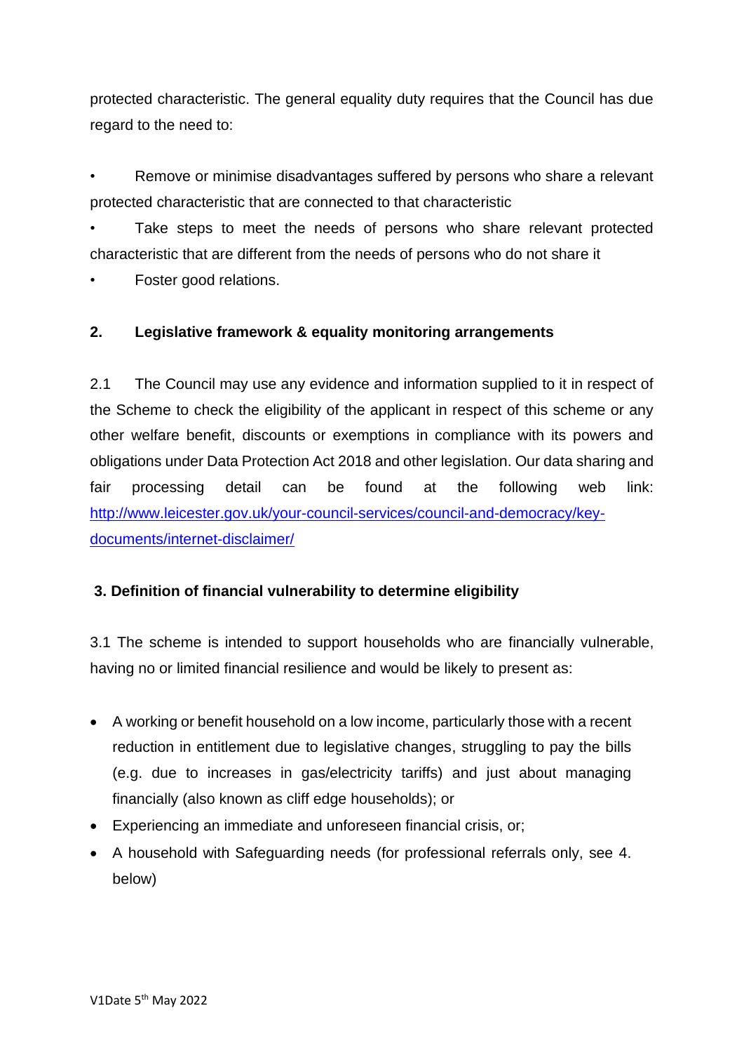protected characteristic. The general equality duty requires that the Council has due regard to the need to:

- Remove or minimise disadvantages suffered by persons who share a relevant protected characteristic that are connected to that characteristic
- Take steps to meet the needs of persons who share relevant protected characteristic that are different from the needs of persons who do not share it
- Foster good relations.

## 2. Legislative framework & equality monitoring arrangements

2.1 The Council may use any evidence and information supplied to it in respect of the Scheme to check the eligibility of the applicant in respect of this scheme or any other welfare benefit, discounts or exemptions in compliance with its powers and obligations under Data Protection Act 2018 and other legislation. Our data sharing and fair processing detail can be found at the following web link: [http://www.leicester.gov.uk/your-council-services/council-and-democracy/key-documents/internet-disclaimer/](http://www.leicester.gov.uk/your-council-services/council-and-democracy/key-documents/internet-disclaimer/)

## 3. Definition of financial vulnerability to determine eligibility

3.1 The scheme is intended to support households who are financially vulnerable, having no or limited financial resilience and would be likely to present as:

- A working or benefit household on a low income, particularly those with a recent reduction in entitlement due to legislative changes, struggling to pay the bills (e.g. due to increases in gas/electricity tariffs) and just about managing financially (also known as cliff edge households); or
- Experiencing an immediate and unforeseen financial crisis, or;
- A household with Safeguarding needs (for professional referrals only, see 4. below)

V1Date 5th May 2022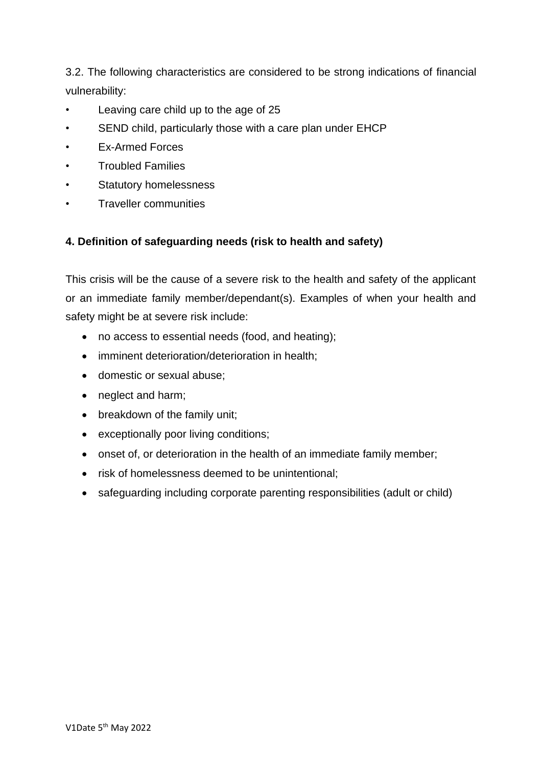3.2. The following characteristics are considered to be strong indications of financial vulnerability:

- Leaving care child up to the age of 25
- SEND child, particularly those with a care plan under EHCP
- Ex-Armed Forces
- Troubled Families
- Statutory homelessness
- Traveller communities

**4. Definition of safeguarding needs (risk to health and safety)**

This crisis will be the cause of a severe risk to the health and safety of the applicant or an immediate family member/dependant(s). Examples of when your health and safety might be at severe risk include:

- no access to essential needs (food, and heating);
- imminent deterioration/deterioration in health;
- domestic or sexual abuse;
- neglect and harm;
- breakdown of the family unit;
- exceptionally poor living conditions;
- onset of, or deterioration in the health of an immediate family member;
- risk of homelessness deemed to be unintentional;
- safeguarding including corporate parenting responsibilities (adult or child)